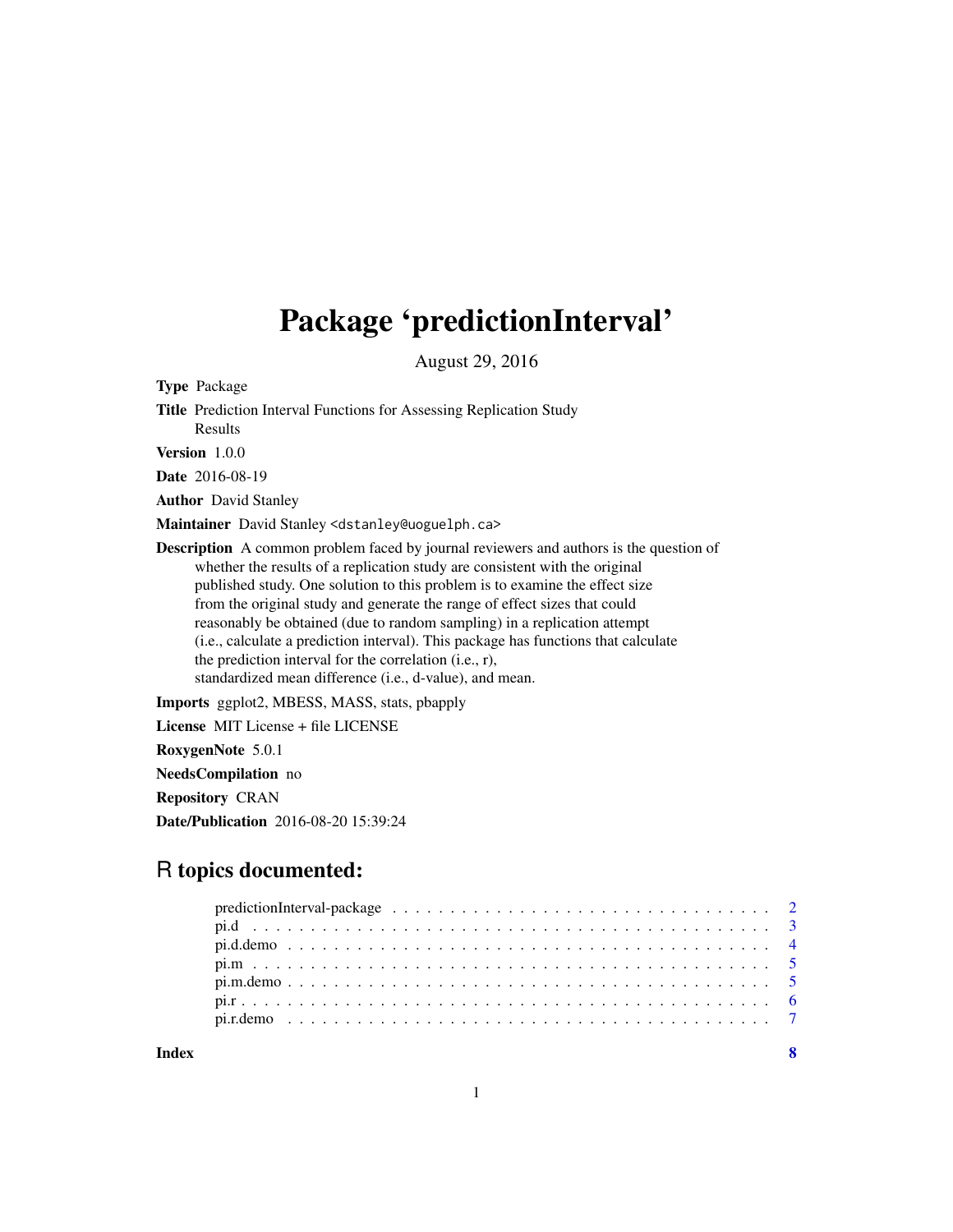# Package 'predictionInterval'

August 29, 2016

**Type** Package

**Title** Prediction Interval Functions for Assessing Replication Study Results

**Version** 1.0.0

**Date** 2016-08-19

**Author** David Stanley

**Maintainer** David Stanley <dstanley@uoguelph.ca>

**Description** A common problem faced by journal reviewers and authors is the question of whether the results of a replication study are consistent with the original published study. One solution to this problem is to examine the effect size from the original study and generate the range of effect sizes that could reasonably be obtained (due to random sampling) in a replication attempt (i.e., calculate a prediction interval). This package has functions that calculate the prediction interval for the correlation (i.e., r), standardized mean difference (i.e., d-value), and mean.

**Imports** ggplot2, MBESS, MASS, stats, pbapply

**License** MIT License + file LICENSE

**RoxygenNote** 5.0.1

**NeedsCompilation** no

**Repository** CRAN

**Date/Publication** 2016-08-20 15:39:24

## R topics documented:

- predictionInterval-package . . . . . . . . . . 2
- pi.d . . . . . . . . . . 3
- pi.d.demo . . . . . . . . . . 4
- pi.m . . . . . . . . . . 5
- pi.m.demo . . . . . . . . . . 5
- pi.r . . . . . . . . . . 6
- pi.r.demo . . . . . . . . . . 7

**Index** 8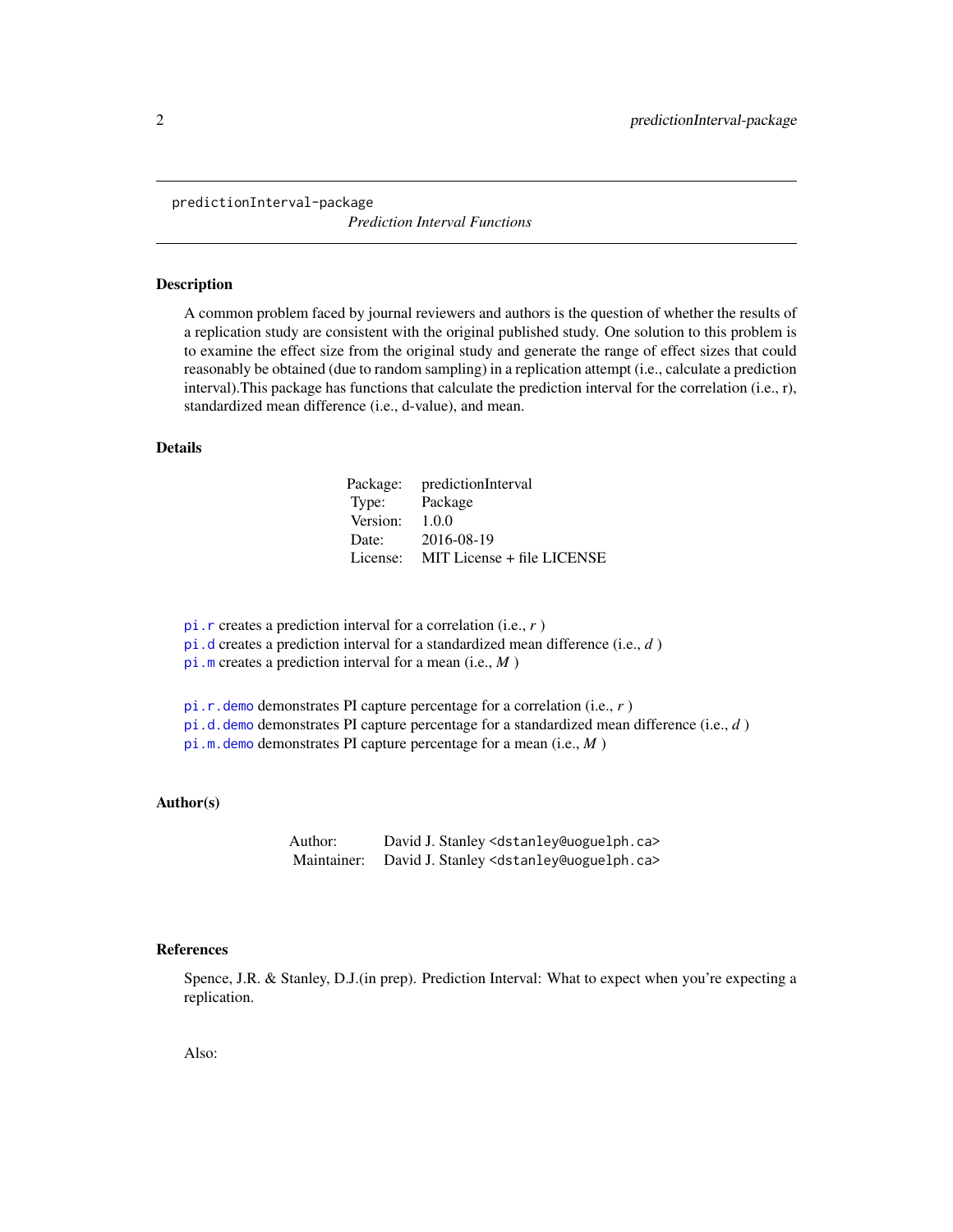predictionInterval-package

*Prediction Interval Functions*

## Description

A common problem faced by journal reviewers and authors is the question of whether the results of a replication study are consistent with the original published study. One solution to this problem is to examine the effect size from the original study and generate the range of effect sizes that could reasonably be obtained (due to random sampling) in a replication attempt (i.e., calculate a prediction interval).This package has functions that calculate the prediction interval for the correlation (i.e., r), standardized mean difference (i.e., d-value), and mean.

## Details

| | |
|---|---|
| Package: | predictionInterval |
| Type: | Package |
| Version: | 1.0.0 |
| Date: | 2016-08-19 |
| License: | MIT License + file LICENSE |

`pi.r` creates a prediction interval for a correlation (i.e., *r* )
`pi.d` creates a prediction interval for a standardized mean difference (i.e., *d* )
`pi.m` creates a prediction interval for a mean (i.e., *M* )

`pi.r.demo` demonstrates PI capture percentage for a correlation (i.e., *r* )
`pi.d.demo` demonstrates PI capture percentage for a standardized mean difference (i.e., *d* )
`pi.m.demo` demonstrates PI capture percentage for a mean (i.e., *M* )

## Author(s)

| | |
|---|---|
| Author: | David J. Stanley <dstanley@uoguelph.ca> |
| Maintainer: | David J. Stanley <dstanley@uoguelph.ca> |

## References

Spence, J.R. & Stanley, D.J.(in prep). Prediction Interval: What to expect when you're expecting a replication.

Also: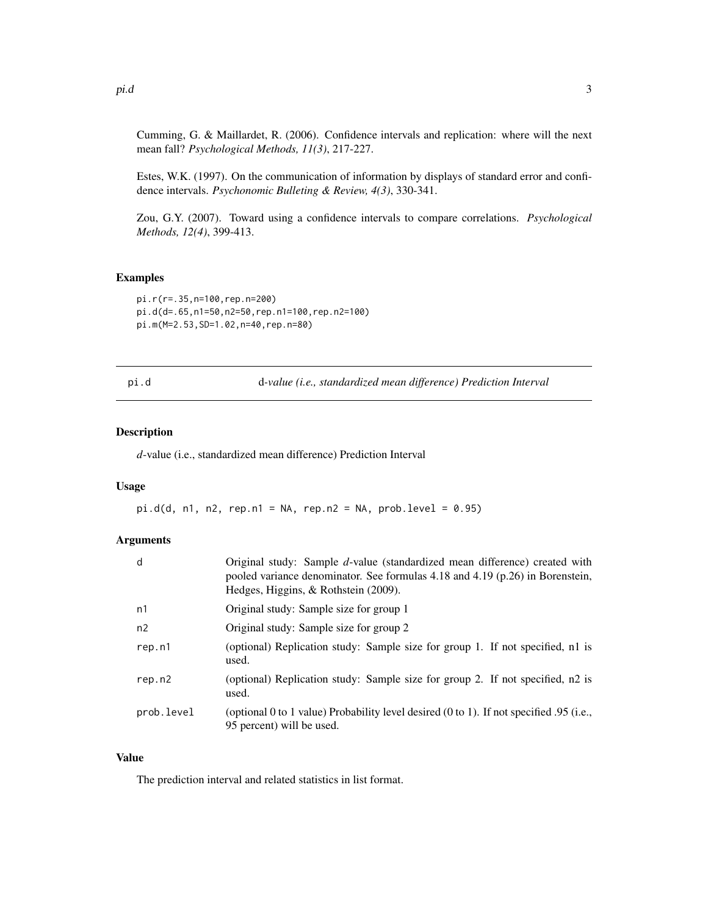Cumming, G. & Maillardet, R. (2006). Confidence intervals and replication: where will the next mean fall? *Psychological Methods, 11(3)*, 217-227.

Estes, W.K. (1997). On the communication of information by displays of standard error and confidence intervals. *Psychonomic Bulleting & Review, 4(3)*, 330-341.

Zou, G.Y. (2007). Toward using a confidence intervals to compare correlations. *Psychological Methods, 12(4)*, 399-413.

### Examples

```
pi.r(r=.35,n=100,rep.n=200)
pi.d(d=.65,n1=50,n2=50,rep.n1=100,rep.n2=100)
pi.m(M=2.53,SD=1.02,n=40,rep.n=80)
```

## pi.d — *d-value (i.e., standardized mean difference) Prediction Interval*

### Description

*d*-value (i.e., standardized mean difference) Prediction Interval

### Usage

```
pi.d(d, n1, n2, rep.n1 = NA, rep.n2 = NA, prob.level = 0.95)
```

### Arguments

| | |
|---|---|
| d | Original study: Sample *d*-value (standardized mean difference) created with pooled variance denominator. See formulas 4.18 and 4.19 (p.26) in Borenstein, Hedges, Higgins, & Rothstein (2009). |
| n1 | Original study: Sample size for group 1 |
| n2 | Original study: Sample size for group 2 |
| rep.n1 | (optional) Replication study: Sample size for group 1. If not specified, n1 is used. |
| rep.n2 | (optional) Replication study: Sample size for group 2. If not specified, n2 is used. |
| prob.level | (optional 0 to 1 value) Probability level desired (0 to 1). If not specified .95 (i.e., 95 percent) will be used. |

### Value

The prediction interval and related statistics in list format.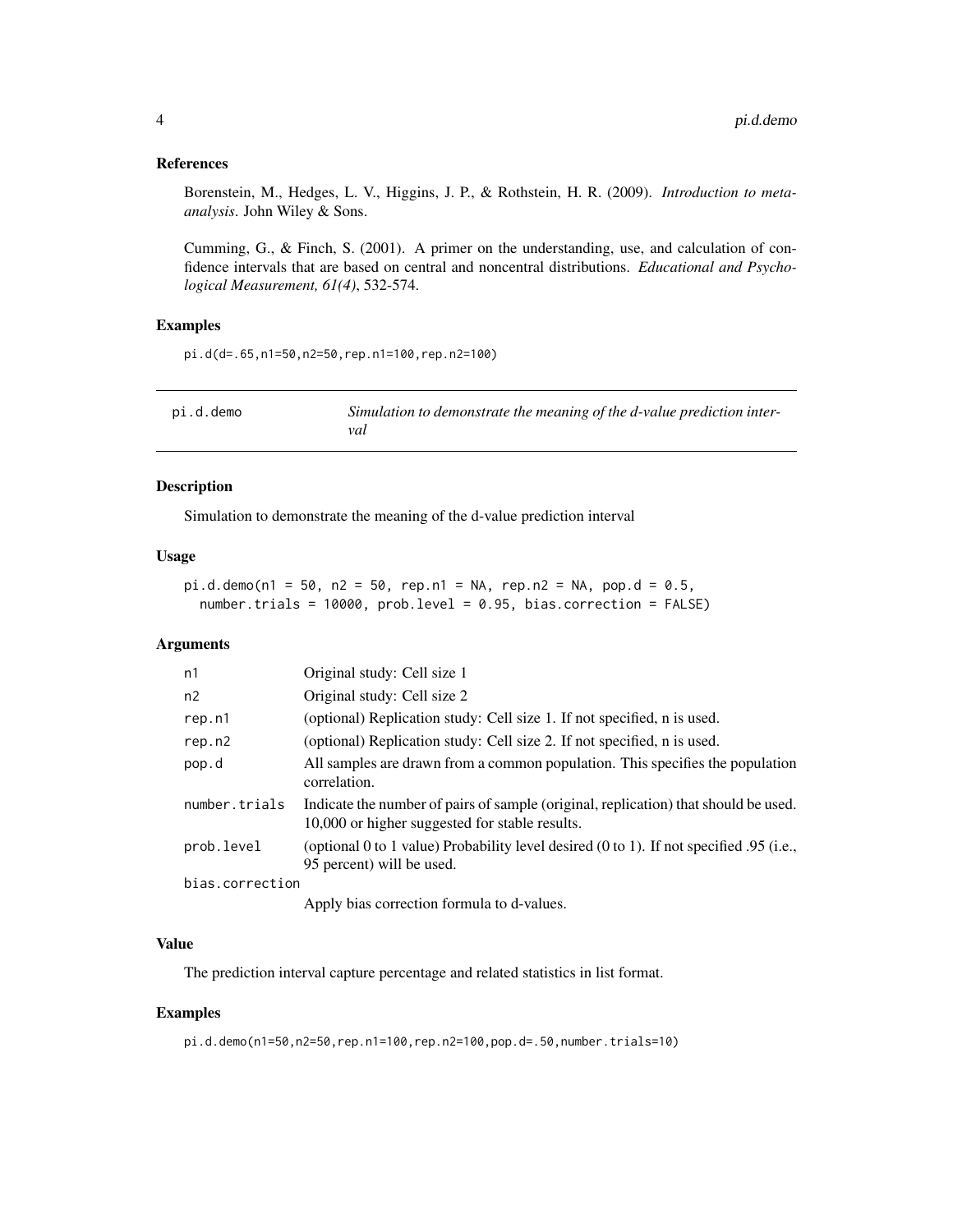### References

Borenstein, M., Hedges, L. V., Higgins, J. P., & Rothstein, H. R. (2009). *Introduction to meta-analysis*. John Wiley & Sons.

Cumming, G., & Finch, S. (2001). A primer on the understanding, use, and calculation of confidence intervals that are based on central and noncentral distributions. *Educational and Psychological Measurement, 61(4)*, 532-574.

### Examples

```
pi.d(d=.65,n1=50,n2=50,rep.n1=100,rep.n2=100)
```

---

## pi.d.demo — *Simulation to demonstrate the meaning of the d-value prediction interval*

---

### Description

Simulation to demonstrate the meaning of the d-value prediction interval

### Usage

```
pi.d.demo(n1 = 50, n2 = 50, rep.n1 = NA, rep.n2 = NA, pop.d = 0.5,
  number.trials = 10000, prob.level = 0.95, bias.correction = FALSE)
```

### Arguments

| | |
|---|---|
| n1 | Original study: Cell size 1 |
| n2 | Original study: Cell size 2 |
| rep.n1 | (optional) Replication study: Cell size 1. If not specified, n is used. |
| rep.n2 | (optional) Replication study: Cell size 2. If not specified, n is used. |
| pop.d | All samples are drawn from a common population. This specifies the population correlation. |
| number.trials | Indicate the number of pairs of sample (original, replication) that should be used. 10,000 or higher suggested for stable results. |
| prob.level | (optional 0 to 1 value) Probability level desired (0 to 1). If not specified .95 (i.e., 95 percent) will be used. |
| bias.correction | Apply bias correction formula to d-values. |

### Value

The prediction interval capture percentage and related statistics in list format.

### Examples

```
pi.d.demo(n1=50,n2=50,rep.n1=100,rep.n2=100,pop.d=.50,number.trials=10)
```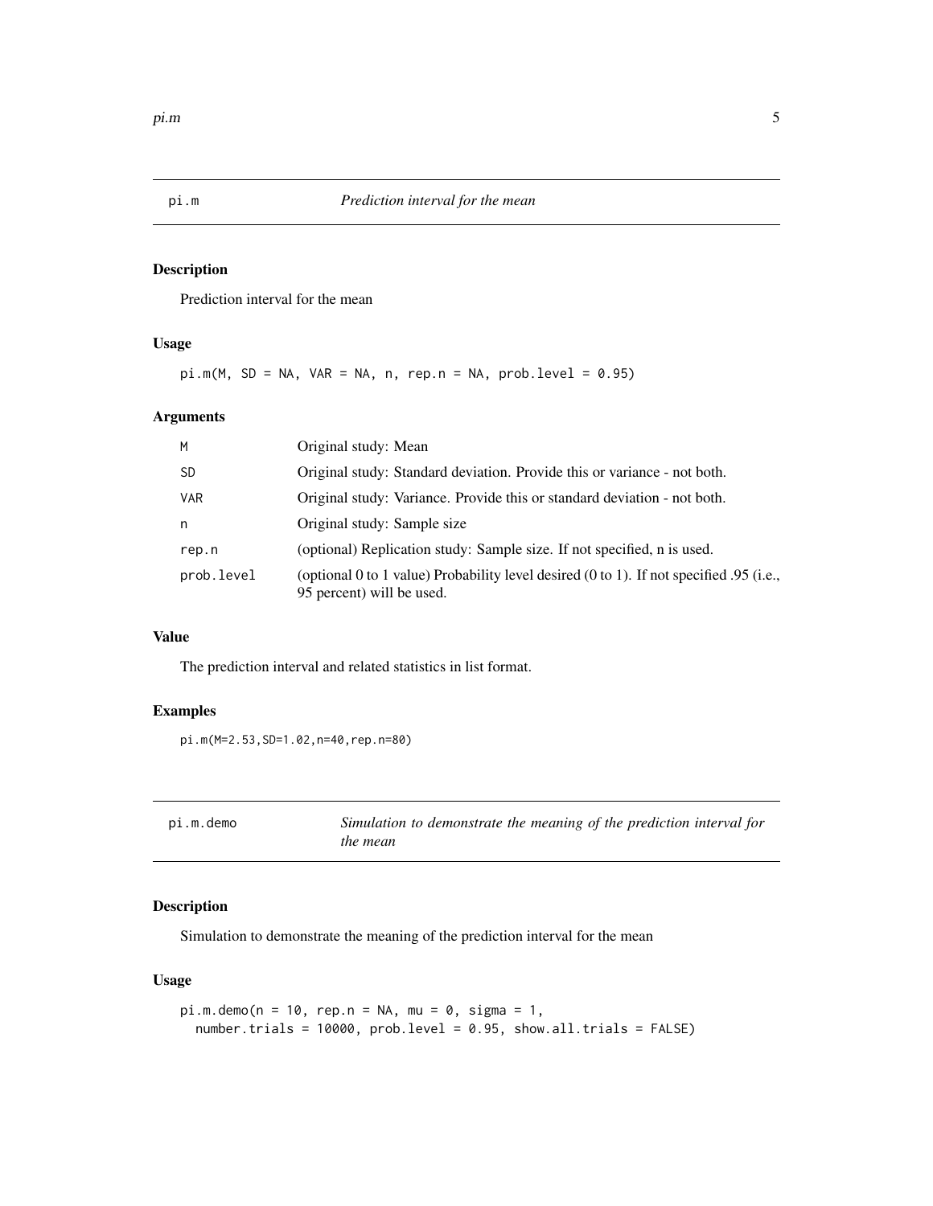## pi.m — *Prediction interval for the mean*

### Description

Prediction interval for the mean

### Usage

```
pi.m(M, SD = NA, VAR = NA, n, rep.n = NA, prob.level = 0.95)
```

### Arguments

| | |
|---|---|
| M | Original study: Mean |
| SD | Original study: Standard deviation. Provide this or variance - not both. |
| VAR | Original study: Variance. Provide this or standard deviation - not both. |
| n | Original study: Sample size |
| rep.n | (optional) Replication study: Sample size. If not specified, n is used. |
| prob.level | (optional 0 to 1 value) Probability level desired (0 to 1). If not specified .95 (i.e., 95 percent) will be used. |

### Value

The prediction interval and related statistics in list format.

### Examples

```
pi.m(M=2.53,SD=1.02,n=40,rep.n=80)
```

## pi.m.demo — *Simulation to demonstrate the meaning of the prediction interval for the mean*

### Description

Simulation to demonstrate the meaning of the prediction interval for the mean

### Usage

```
pi.m.demo(n = 10, rep.n = NA, mu = 0, sigma = 1,
  number.trials = 10000, prob.level = 0.95, show.all.trials = FALSE)
```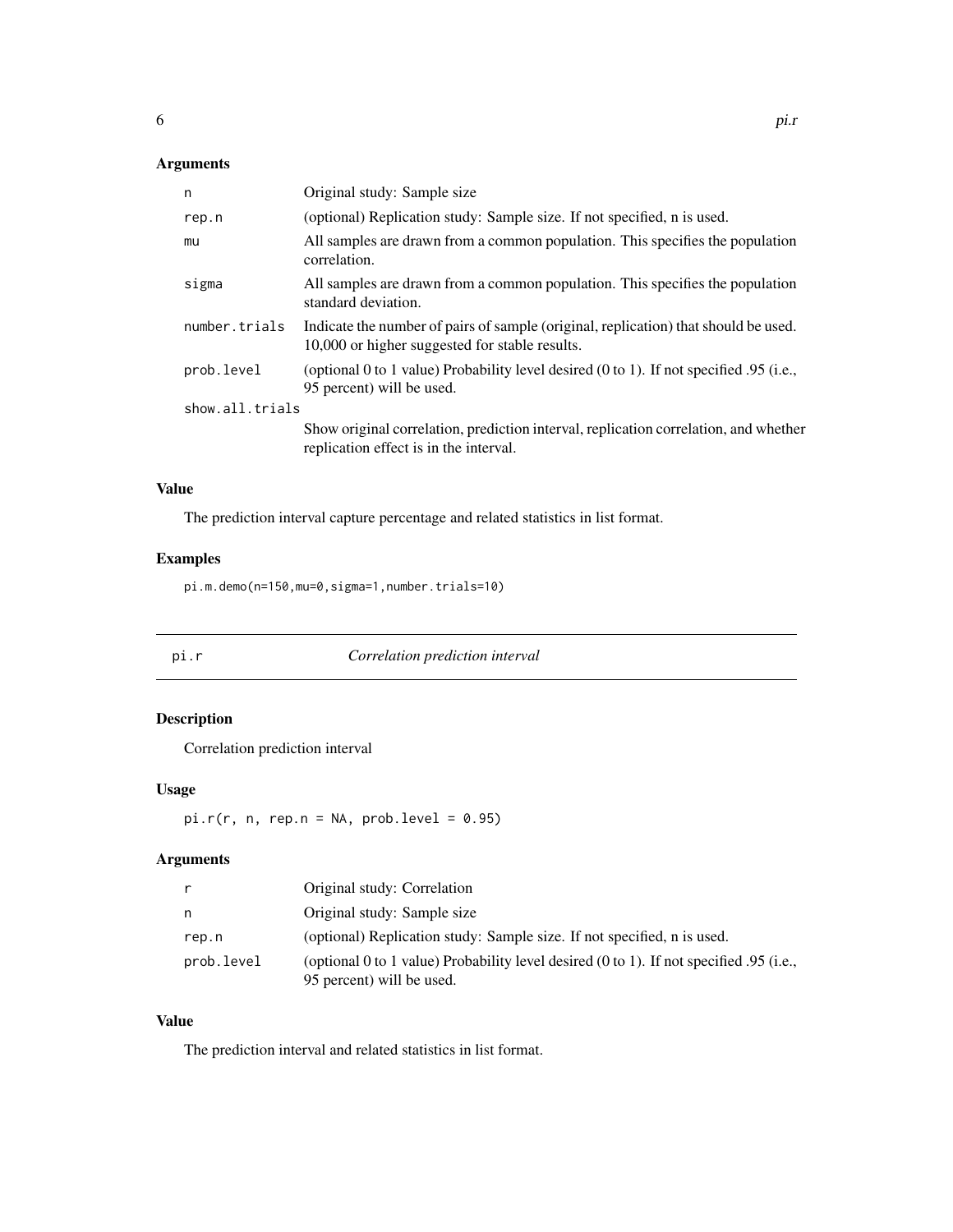## Arguments

| | |
|---|---|
| n | Original study: Sample size |
| rep.n | (optional) Replication study: Sample size. If not specified, n is used. |
| mu | All samples are drawn from a common population. This specifies the population correlation. |
| sigma | All samples are drawn from a common population. This specifies the population standard deviation. |
| number.trials | Indicate the number of pairs of sample (original, replication) that should be used. 10,000 or higher suggested for stable results. |
| prob.level | (optional 0 to 1 value) Probability level desired (0 to 1). If not specified .95 (i.e., 95 percent) will be used. |
| show.all.trials | Show original correlation, prediction interval, replication correlation, and whether replication effect is in the interval. |

## Value

The prediction interval capture percentage and related statistics in list format.

## Examples

```
pi.m.demo(n=150,mu=0,sigma=1,number.trials=10)
```

---

# pi.r *Correlation prediction interval*

---

## Description

Correlation prediction interval

## Usage

```
pi.r(r, n, rep.n = NA, prob.level = 0.95)
```

## Arguments

| | |
|---|---|
| r | Original study: Correlation |
| n | Original study: Sample size |
| rep.n | (optional) Replication study: Sample size. If not specified, n is used. |
| prob.level | (optional 0 to 1 value) Probability level desired (0 to 1). If not specified .95 (i.e., 95 percent) will be used. |

## Value

The prediction interval and related statistics in list format.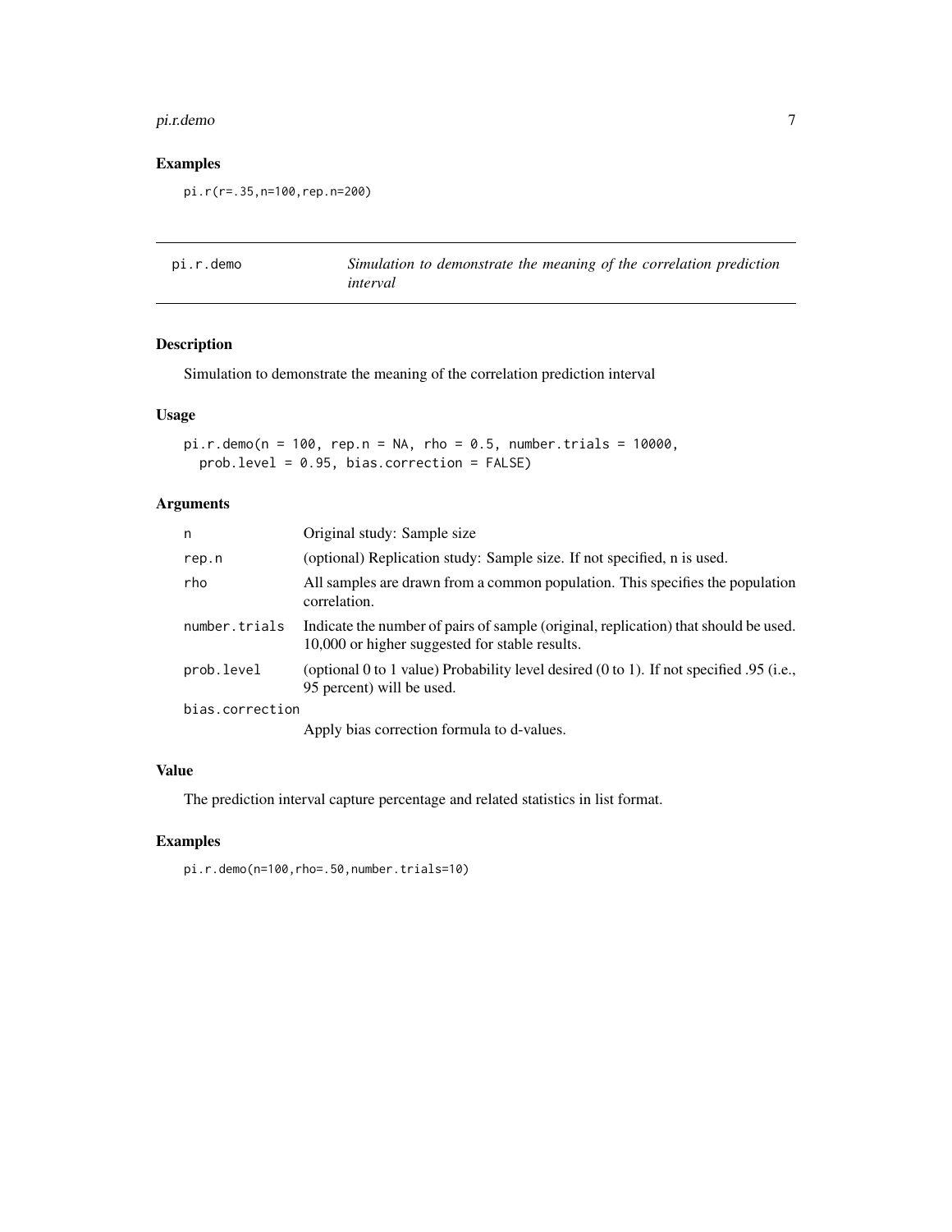## Examples

```
pi.r(r=.35,n=100,rep.n=200)
```

---

# pi.r.demo — *Simulation to demonstrate the meaning of the correlation prediction interval*

---

## Description

Simulation to demonstrate the meaning of the correlation prediction interval

## Usage

```
pi.r.demo(n = 100, rep.n = NA, rho = 0.5, number.trials = 10000,
  prob.level = 0.95, bias.correction = FALSE)
```

## Arguments

| | |
|---|---|
| `n` | Original study: Sample size |
| `rep.n` | (optional) Replication study: Sample size. If not specified, n is used. |
| `rho` | All samples are drawn from a common population. This specifies the population correlation. |
| `number.trials` | Indicate the number of pairs of sample (original, replication) that should be used. 10,000 or higher suggested for stable results. |
| `prob.level` | (optional 0 to 1 value) Probability level desired (0 to 1). If not specified .95 (i.e., 95 percent) will be used. |
| `bias.correction` | Apply bias correction formula to d-values. |

## Value

The prediction interval capture percentage and related statistics in list format.

## Examples

```
pi.r.demo(n=100,rho=.50,number.trials=10)
```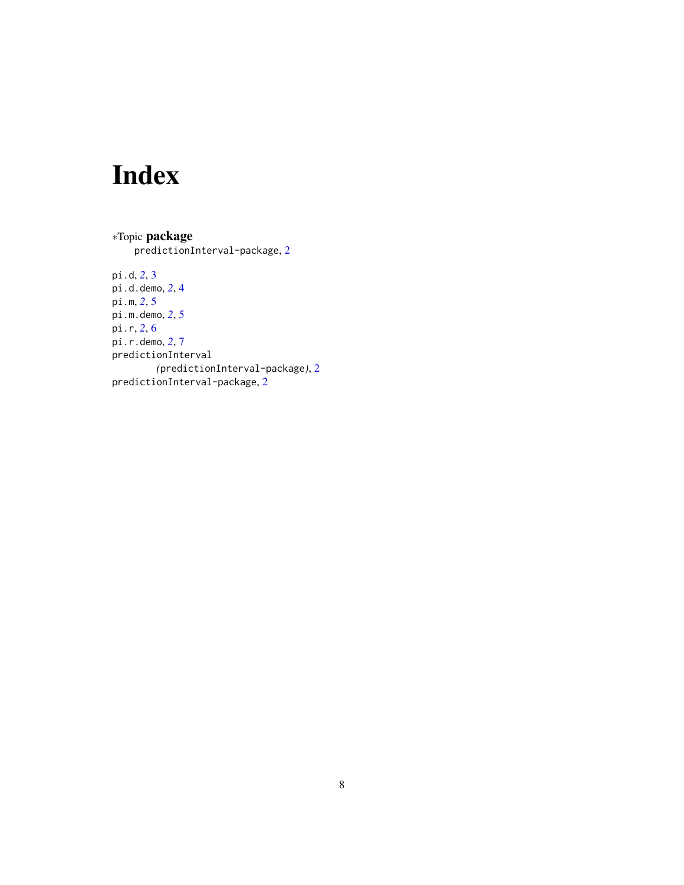# Index

∗Topic **package**
    predictionInterval-package, 2

pi.d, *2*, 3
pi.d.demo, *2*, 4
pi.m, *2*, 5
pi.m.demo, *2*, 5
pi.r, *2*, 6
pi.r.demo, *2*, 7
predictionInterval
        *(*predictionInterval-package*)*, 2
predictionInterval-package, 2